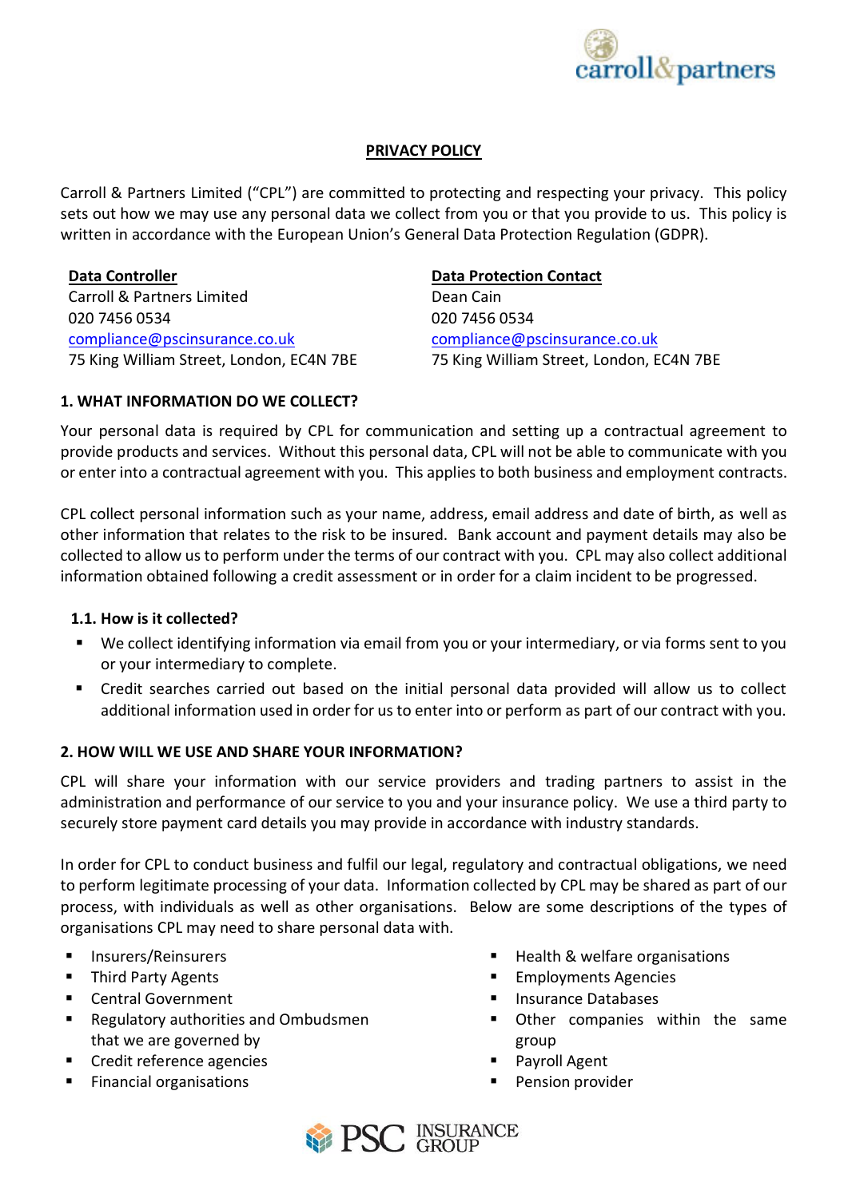# PRIVACY POLICY

Carroll & Partners Limited ("CPL") are committed to protecting and respecting your privacy. This policy sets out how we may use any personal data we collect from you or that you provide to us. This policy is written in accordance with the European Union's General Data Protection Regulation (GDPR).

**Data Controller**
Carroll & Partners Limited
020 7456 0534
compliance@pscinsurance.co.uk
75 King William Street, London, EC4N 7BE

**Data Protection Contact**
Dean Cain
020 7456 0534
compliance@pscinsurance.co.uk
75 King William Street, London, EC4N 7BE

## 1. WHAT INFORMATION DO WE COLLECT?

Your personal data is required by CPL for communication and setting up a contractual agreement to provide products and services. Without this personal data, CPL will not be able to communicate with you or enter into a contractual agreement with you. This applies to both business and employment contracts.

CPL collect personal information such as your name, address, email address and date of birth, as well as other information that relates to the risk to be insured. Bank account and payment details may also be collected to allow us to perform under the terms of our contract with you. CPL may also collect additional information obtained following a credit assessment or in order for a claim incident to be progressed.

### 1.1. How is it collected?

- We collect identifying information via email from you or your intermediary, or via forms sent to you or your intermediary to complete.
- Credit searches carried out based on the initial personal data provided will allow us to collect additional information used in order for us to enter into or perform as part of our contract with you.

## 2. HOW WILL WE USE AND SHARE YOUR INFORMATION?

CPL will share your information with our service providers and trading partners to assist in the administration and performance of our service to you and your insurance policy. We use a third party to securely store payment card details you may provide in accordance with industry standards.

In order for CPL to conduct business and fulfil our legal, regulatory and contractual obligations, we need to perform legitimate processing of your data. Information collected by CPL may be shared as part of our process, with individuals as well as other organisations. Below are some descriptions of the types of organisations CPL may need to share personal data with.

- Insurers/Reinsurers
- Third Party Agents
- Central Government
- Regulatory authorities and Ombudsmen that we are governed by
- Credit reference agencies
- Financial organisations
- Health & welfare organisations
- Employments Agencies
- Insurance Databases
- Other companies within the same group
- Payroll Agent
- Pension provider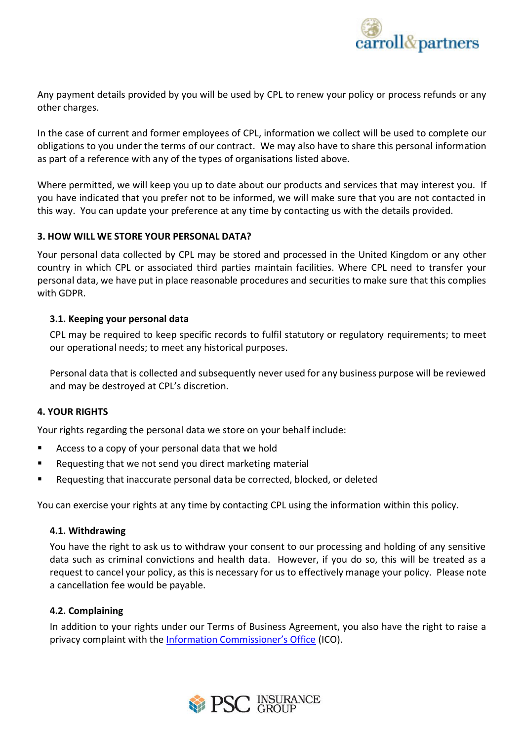Any payment details provided by you will be used by CPL to renew your policy or process refunds or any other charges.

In the case of current and former employees of CPL, information we collect will be used to complete our obligations to you under the terms of our contract. We may also have to share this personal information as part of a reference with any of the types of organisations listed above.

Where permitted, we will keep you up to date about our products and services that may interest you. If you have indicated that you prefer not to be informed, we will make sure that you are not contacted in this way. You can update your preference at any time by contacting us with the details provided.

## 3. HOW WILL WE STORE YOUR PERSONAL DATA?

Your personal data collected by CPL may be stored and processed in the United Kingdom or any other country in which CPL or associated third parties maintain facilities. Where CPL need to transfer your personal data, we have put in place reasonable procedures and securities to make sure that this complies with GDPR.

### 3.1. Keeping your personal data

CPL may be required to keep specific records to fulfil statutory or regulatory requirements; to meet our operational needs; to meet any historical purposes.

Personal data that is collected and subsequently never used for any business purpose will be reviewed and may be destroyed at CPL's discretion.

## 4. YOUR RIGHTS

Your rights regarding the personal data we store on your behalf include:

- Access to a copy of your personal data that we hold
- Requesting that we not send you direct marketing material
- Requesting that inaccurate personal data be corrected, blocked, or deleted

You can exercise your rights at any time by contacting CPL using the information within this policy.

### 4.1. Withdrawing

You have the right to ask us to withdraw your consent to our processing and holding of any sensitive data such as criminal convictions and health data. However, if you do so, this will be treated as a request to cancel your policy, as this is necessary for us to effectively manage your policy. Please note a cancellation fee would be payable.

### 4.2. Complaining

In addition to your rights under our Terms of Business Agreement, you also have the right to raise a privacy complaint with the Information Commissioner's Office (ICO).